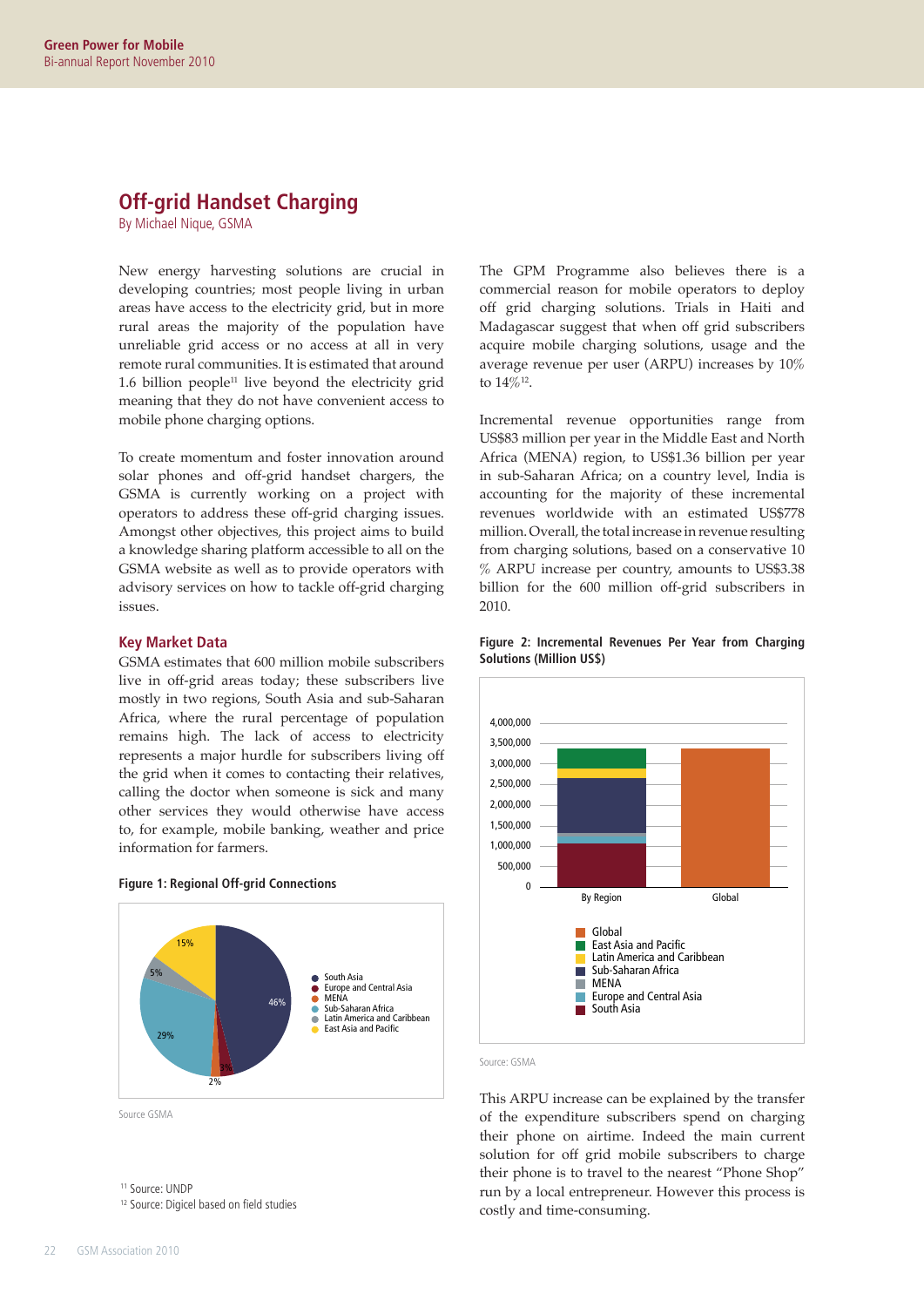## Off-grid Handset Charging

By Michael Nique, GSMA

New energy harvesting solutions are crucial in developing countries; most people living in urban areas have access to the electricity grid, but in more rural areas the majority of the population have unreliable grid access or no access at all in very remote rural communities. It is estimated that around 1.6 billion people[11] live beyond the electricity grid meaning that they do not have convenient access to mobile phone charging options.

To create momentum and foster innovation around solar phones and off-grid handset chargers, the GSMA is currently working on a project with operators to address these off-grid charging issues. Amongst other objectives, this project aims to build a knowledge sharing platform accessible to all on the GSMA website as well as to provide operators with advisory services on how to tackle off-grid charging issues.

### Key Market Data

GSMA estimates that 600 million mobile subscribers live in off-grid areas today; these subscribers live mostly in two regions, South Asia and sub-Saharan Africa, where the rural percentage of population remains high. The lack of access to electricity represents a major hurdle for subscribers living off the grid when it comes to contacting their relatives, calling the doctor when someone is sick and many other services they would otherwise have access to, for example, mobile banking, weather and price information for farmers.

**Figure 1: Regional Off-grid Connections**

46%
3%
2%
29%
5%
15%

South Asia
Europe and Central Asia
MENA
Sub-Saharan Africa
Latin America and Caribbean
East Asia and Pacific

Source GSMA

The GPM Programme also believes there is a commercial reason for mobile operators to deploy off grid charging solutions. Trials in Haiti and Madagascar suggest that when off grid subscribers acquire mobile charging solutions, usage and the average revenue per user (ARPU) increases by 10% to 14%[12].

Incremental revenue opportunities range from US$83 million per year in the Middle East and North Africa (MENA) region, to US$1.36 billion per year in sub-Saharan Africa; on a country level, India is accounting for the majority of these incremental revenues worldwide with an estimated US$778 million. Overall, the total increase in revenue resulting from charging solutions, based on a conservative 10 % ARPU increase per country, amounts to US$3.38 billion for the 600 million off-grid subscribers in 2010.

**Figure 2: Incremental Revenues Per Year from Charging Solutions (Million US$)**

4,000,000
3,500,000
3,000,000
2,500,000
2,000,000
1,500,000
1,000,000
500,000
0

By Region
Global

Global
East Asia and Pacific
Latin America and Caribbean
Sub-Saharan Africa
MENA
Europe and Central Asia
South Asia

Source: GSMA

This ARPU increase can be explained by the transfer of the expenditure subscribers spend on charging their phone on airtime. Indeed the main current solution for off grid mobile subscribers to charge their phone is to travel to the nearest "Phone Shop" run by a local entrepreneur. However this process is costly and time-consuming.

[11] Source: UNDP
[12] Source: Digicel based on field studies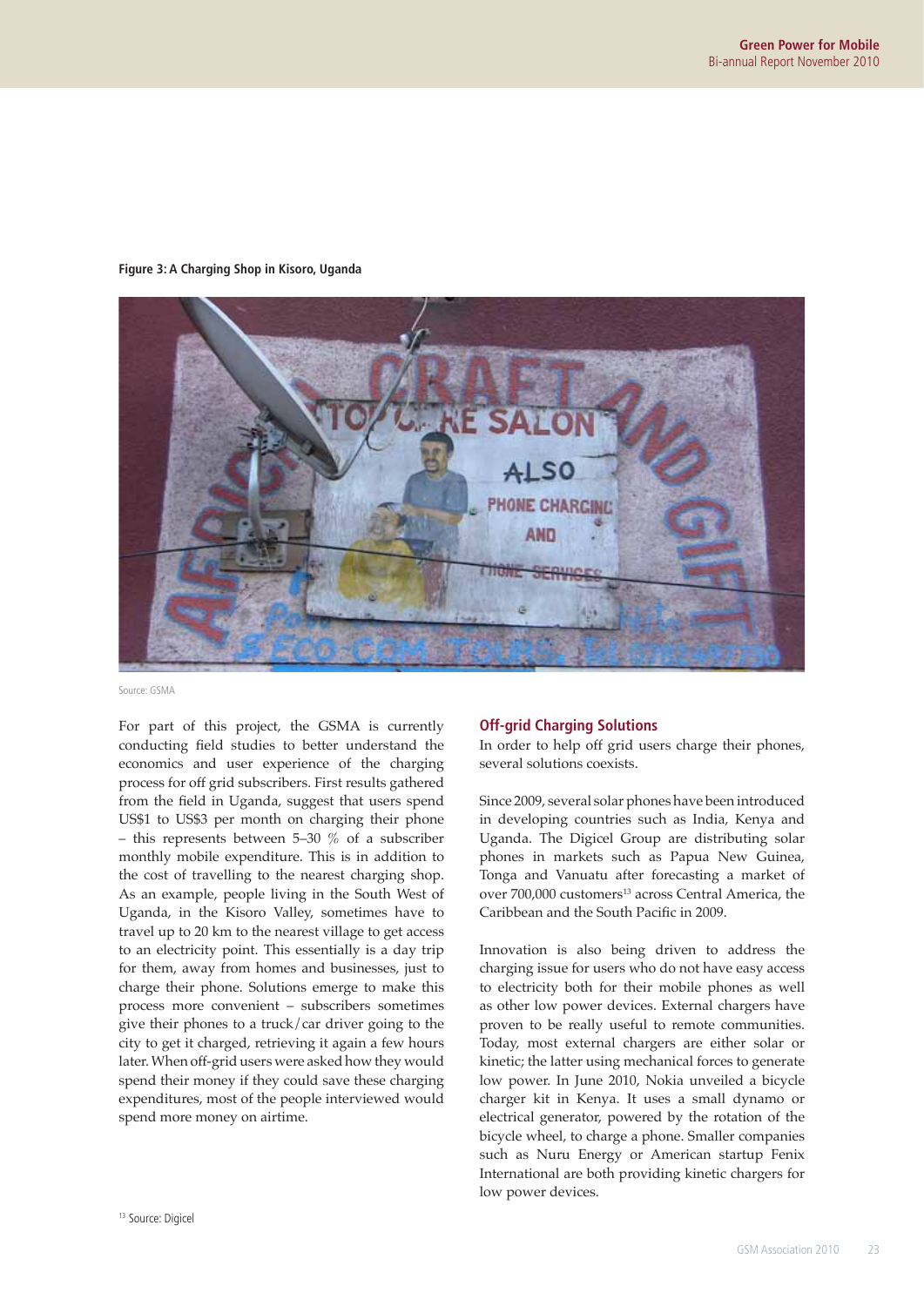**Figure 3: A Charging Shop in Kisoro, Uganda**

Source: GSMA

For part of this project, the GSMA is currently conducting field studies to better understand the economics and user experience of the charging process for off grid subscribers. First results gathered from the field in Uganda, suggest that users spend US$1 to US$3 per month on charging their phone – this represents between 5–30 % of a subscriber monthly mobile expenditure. This is in addition to the cost of travelling to the nearest charging shop. As an example, people living in the South West of Uganda, in the Kisoro Valley, sometimes have to travel up to 20 km to the nearest village to get access to an electricity point. This essentially is a day trip for them, away from homes and businesses, just to charge their phone. Solutions emerge to make this process more convenient – subscribers sometimes give their phones to a truck/car driver going to the city to get it charged, retrieving it again a few hours later. When off-grid users were asked how they would spend their money if they could save these charging expenditures, most of the people interviewed would spend more money on airtime.

## Off-grid Charging Solutions

In order to help off grid users charge their phones, several solutions coexists.

Since 2009, several solar phones have been introduced in developing countries such as India, Kenya and Uganda. The Digicel Group are distributing solar phones in markets such as Papua New Guinea, Tonga and Vanuatu after forecasting a market of over 700,000 customers[13] across Central America, the Caribbean and the South Pacific in 2009.

Innovation is also being driven to address the charging issue for users who do not have easy access to electricity both for their mobile phones as well as other low power devices. External chargers have proven to be really useful to remote communities. Today, most external chargers are either solar or kinetic; the latter using mechanical forces to generate low power. In June 2010, Nokia unveiled a bicycle charger kit in Kenya. It uses a small dynamo or electrical generator, powered by the rotation of the bicycle wheel, to charge a phone. Smaller companies such as Nuru Energy or American startup Fenix International are both providing kinetic chargers for low power devices.

[13] Source: Digicel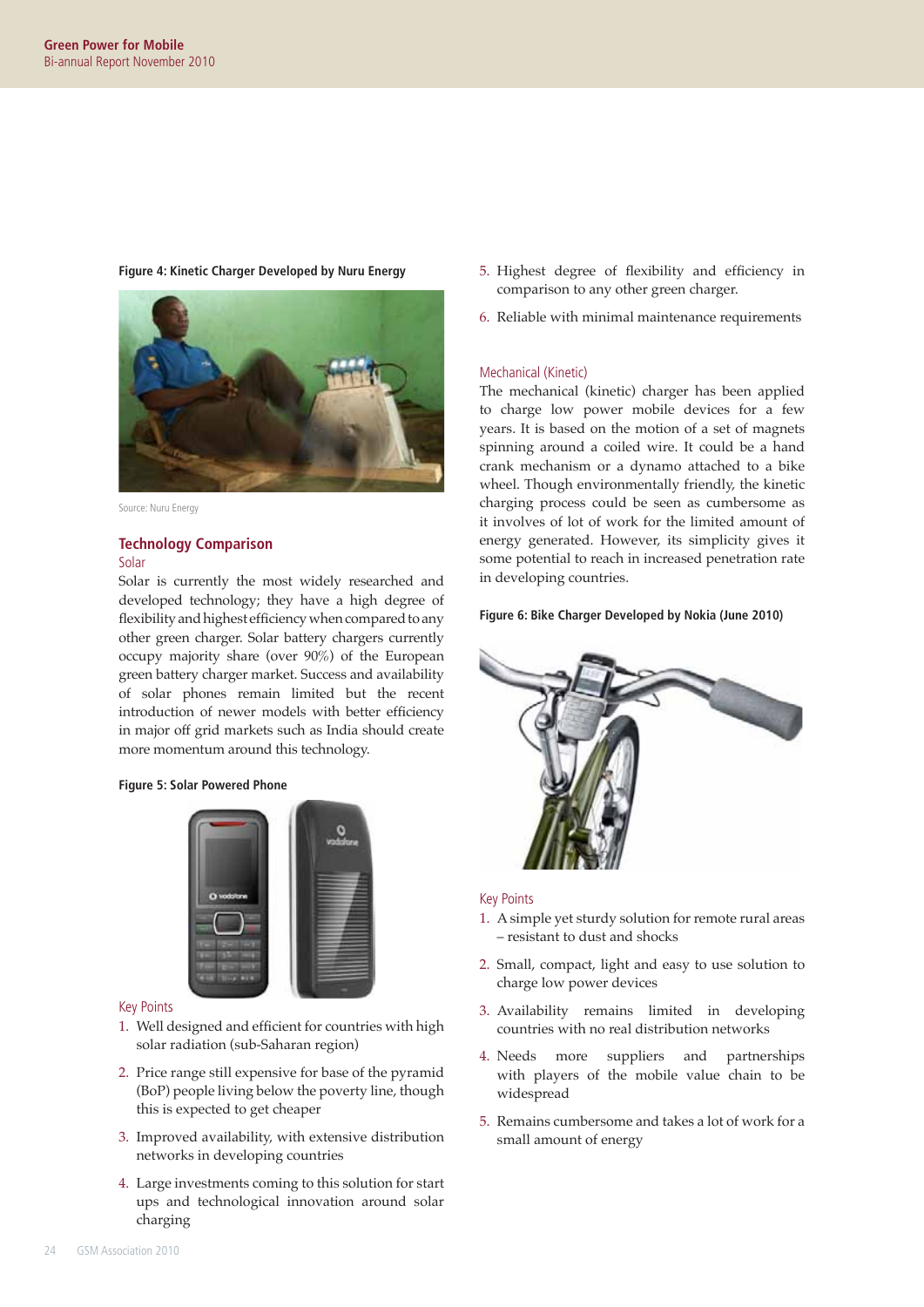**Figure 4: Kinetic Charger Developed by Nuru Energy**

Source: Nuru Energy

## Technology Comparison

### Solar

Solar is currently the most widely researched and developed technology; they have a high degree of flexibility and highest efficiency when compared to any other green charger. Solar battery chargers currently occupy majority share (over 90%) of the European green battery charger market. Success and availability of solar phones remain limited but the recent introduction of newer models with better efficiency in major off grid markets such as India should create more momentum around this technology.

**Figure 5: Solar Powered Phone**

#### Key Points

1. Well designed and efficient for countries with high solar radiation (sub-Saharan region)
2. Price range still expensive for base of the pyramid (BoP) people living below the poverty line, though this is expected to get cheaper
3. Improved availability, with extensive distribution networks in developing countries
4. Large investments coming to this solution for start ups and technological innovation around solar charging
5. Highest degree of flexibility and efficiency in comparison to any other green charger.
6. Reliable with minimal maintenance requirements

### Mechanical (Kinetic)

The mechanical (kinetic) charger has been applied to charge low power mobile devices for a few years. It is based on the motion of a set of magnets spinning around a coiled wire. It could be a hand crank mechanism or a dynamo attached to a bike wheel. Though environmentally friendly, the kinetic charging process could be seen as cumbersome as it involves of lot of work for the limited amount of energy generated. However, its simplicity gives it some potential to reach in increased penetration rate in developing countries.

**Figure 6: Bike Charger Developed by Nokia (June 2010)**

#### Key Points

1. A simple yet sturdy solution for remote rural areas – resistant to dust and shocks
2. Small, compact, light and easy to use solution to charge low power devices
3. Availability remains limited in developing countries with no real distribution networks
4. Needs more suppliers and partnerships with players of the mobile value chain to be widespread
5. Remains cumbersome and takes a lot of work for a small amount of energy